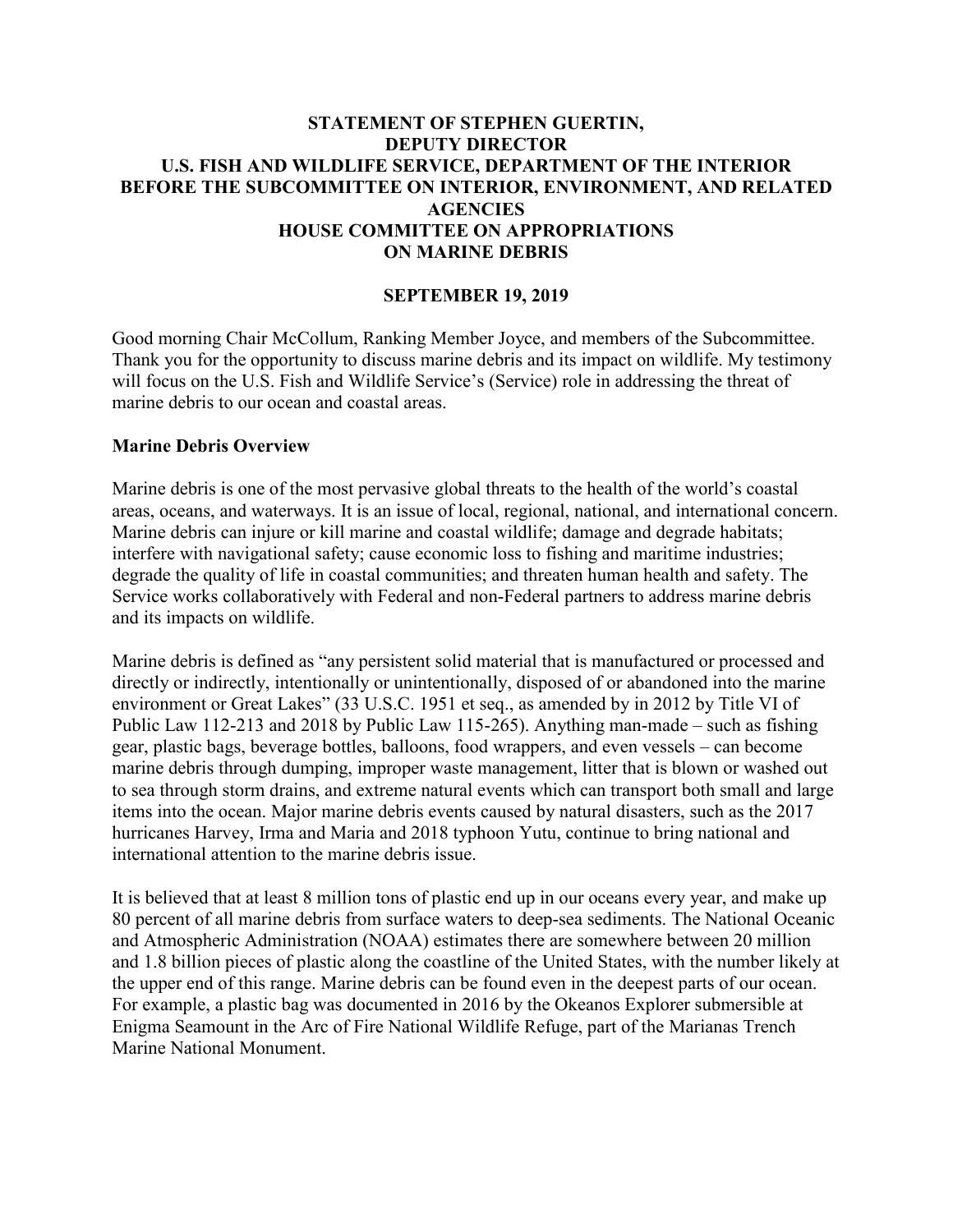**STATEMENT OF STEPHEN GUERTIN,**
**DEPUTY DIRECTOR**
**U.S. FISH AND WILDLIFE SERVICE, DEPARTMENT OF THE INTERIOR**
**BEFORE THE SUBCOMMITTEE ON INTERIOR, ENVIRONMENT, AND RELATED AGENCIES**
**HOUSE COMMITTEE ON APPROPRIATIONS**
**ON MARINE DEBRIS**

**SEPTEMBER 19, 2019**

Good morning Chair McCollum, Ranking Member Joyce, and members of the Subcommittee. Thank you for the opportunity to discuss marine debris and its impact on wildlife. My testimony will focus on the U.S. Fish and Wildlife Service's (Service) role in addressing the threat of marine debris to our ocean and coastal areas.

**Marine Debris Overview**

Marine debris is one of the most pervasive global threats to the health of the world's coastal areas, oceans, and waterways. It is an issue of local, regional, national, and international concern. Marine debris can injure or kill marine and coastal wildlife; damage and degrade habitats; interfere with navigational safety; cause economic loss to fishing and maritime industries; degrade the quality of life in coastal communities; and threaten human health and safety. The Service works collaboratively with Federal and non-Federal partners to address marine debris and its impacts on wildlife.

Marine debris is defined as "any persistent solid material that is manufactured or processed and directly or indirectly, intentionally or unintentionally, disposed of or abandoned into the marine environment or Great Lakes" (33 U.S.C. 1951 et seq., as amended by in 2012 by Title VI of Public Law 112-213 and 2018 by Public Law 115-265). Anything man-made – such as fishing gear, plastic bags, beverage bottles, balloons, food wrappers, and even vessels – can become marine debris through dumping, improper waste management, litter that is blown or washed out to sea through storm drains, and extreme natural events which can transport both small and large items into the ocean. Major marine debris events caused by natural disasters, such as the 2017 hurricanes Harvey, Irma and Maria and 2018 typhoon Yutu, continue to bring national and international attention to the marine debris issue.

It is believed that at least 8 million tons of plastic end up in our oceans every year, and make up 80 percent of all marine debris from surface waters to deep-sea sediments. The National Oceanic and Atmospheric Administration (NOAA) estimates there are somewhere between 20 million and 1.8 billion pieces of plastic along the coastline of the United States, with the number likely at the upper end of this range. Marine debris can be found even in the deepest parts of our ocean. For example, a plastic bag was documented in 2016 by the Okeanos Explorer submersible at Enigma Seamount in the Arc of Fire National Wildlife Refuge, part of the Marianas Trench Marine National Monument.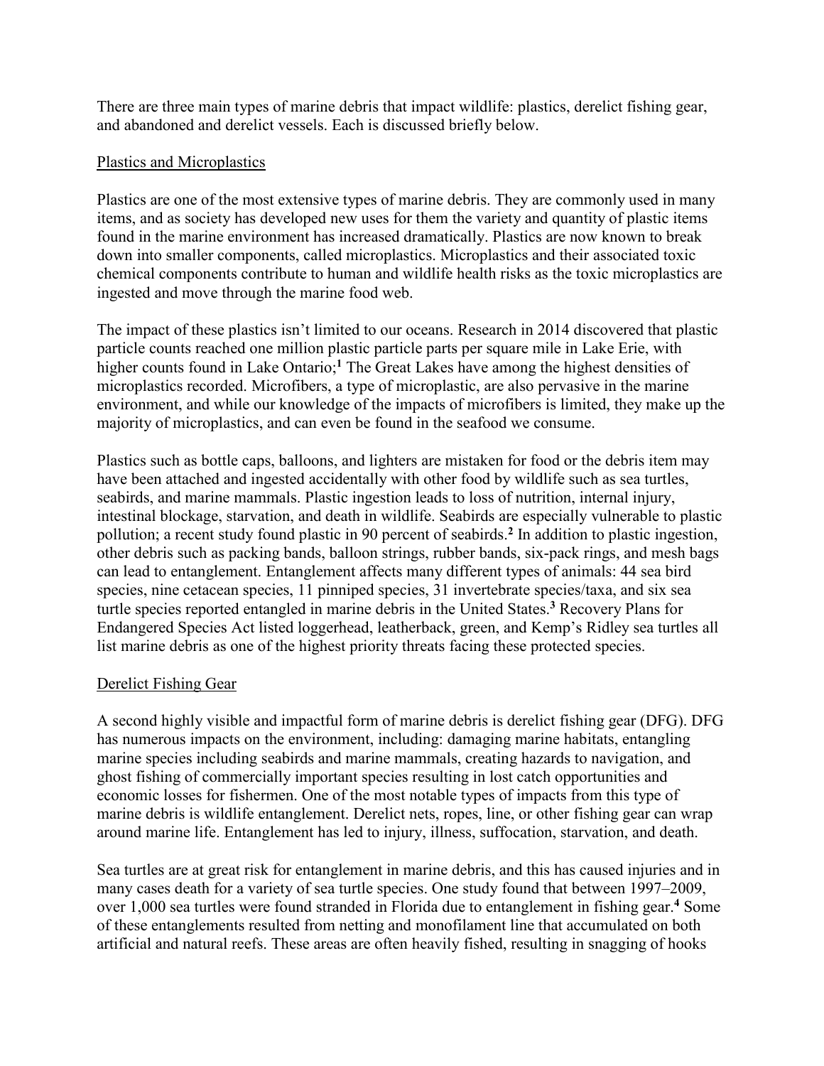There are three main types of marine debris that impact wildlife: plastics, derelict fishing gear, and abandoned and derelict vessels. Each is discussed briefly below.

## Plastics and Microplastics

Plastics are one of the most extensive types of marine debris. They are commonly used in many items, and as society has developed new uses for them the variety and quantity of plastic items found in the marine environment has increased dramatically. Plastics are now known to break down into smaller components, called microplastics. Microplastics and their associated toxic chemical components contribute to human and wildlife health risks as the toxic microplastics are ingested and move through the marine food web.

The impact of these plastics isn't limited to our oceans. Research in 2014 discovered that plastic particle counts reached one million plastic particle parts per square mile in Lake Erie, with higher counts found in Lake Ontario;[1] The Great Lakes have among the highest densities of microplastics recorded. Microfibers, a type of microplastic, are also pervasive in the marine environment, and while our knowledge of the impacts of microfibers is limited, they make up the majority of microplastics, and can even be found in the seafood we consume.

Plastics such as bottle caps, balloons, and lighters are mistaken for food or the debris item may have been attached and ingested accidentally with other food by wildlife such as sea turtles, seabirds, and marine mammals. Plastic ingestion leads to loss of nutrition, internal injury, intestinal blockage, starvation, and death in wildlife. Seabirds are especially vulnerable to plastic pollution; a recent study found plastic in 90 percent of seabirds.[2] In addition to plastic ingestion, other debris such as packing bands, balloon strings, rubber bands, six-pack rings, and mesh bags can lead to entanglement. Entanglement affects many different types of animals: 44 sea bird species, nine cetacean species, 11 pinniped species, 31 invertebrate species/taxa, and six sea turtle species reported entangled in marine debris in the United States.[3] Recovery Plans for Endangered Species Act listed loggerhead, leatherback, green, and Kemp's Ridley sea turtles all list marine debris as one of the highest priority threats facing these protected species.

## Derelict Fishing Gear

A second highly visible and impactful form of marine debris is derelict fishing gear (DFG). DFG has numerous impacts on the environment, including: damaging marine habitats, entangling marine species including seabirds and marine mammals, creating hazards to navigation, and ghost fishing of commercially important species resulting in lost catch opportunities and economic losses for fishermen. One of the most notable types of impacts from this type of marine debris is wildlife entanglement. Derelict nets, ropes, line, or other fishing gear can wrap around marine life. Entanglement has led to injury, illness, suffocation, starvation, and death.

Sea turtles are at great risk for entanglement in marine debris, and this has caused injuries and in many cases death for a variety of sea turtle species. One study found that between 1997–2009, over 1,000 sea turtles were found stranded in Florida due to entanglement in fishing gear.[4] Some of these entanglements resulted from netting and monofilament line that accumulated on both artificial and natural reefs. These areas are often heavily fished, resulting in snagging of hooks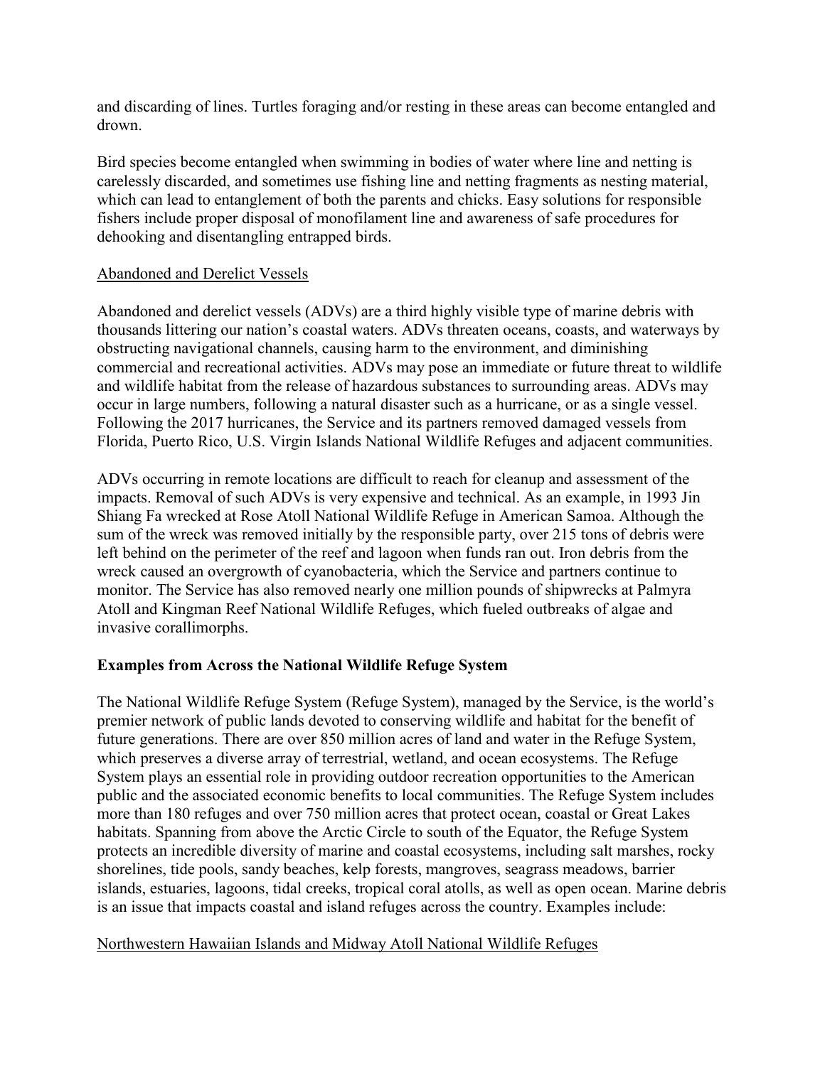and discarding of lines. Turtles foraging and/or resting in these areas can become entangled and drown.

Bird species become entangled when swimming in bodies of water where line and netting is carelessly discarded, and sometimes use fishing line and netting fragments as nesting material, which can lead to entanglement of both the parents and chicks. Easy solutions for responsible fishers include proper disposal of monofilament line and awareness of safe procedures for dehooking and disentangling entrapped birds.

<u>Abandoned and Derelict Vessels</u>

Abandoned and derelict vessels (ADVs) are a third highly visible type of marine debris with thousands littering our nation's coastal waters. ADVs threaten oceans, coasts, and waterways by obstructing navigational channels, causing harm to the environment, and diminishing commercial and recreational activities. ADVs may pose an immediate or future threat to wildlife and wildlife habitat from the release of hazardous substances to surrounding areas. ADVs may occur in large numbers, following a natural disaster such as a hurricane, or as a single vessel. Following the 2017 hurricanes, the Service and its partners removed damaged vessels from Florida, Puerto Rico, U.S. Virgin Islands National Wildlife Refuges and adjacent communities.

ADVs occurring in remote locations are difficult to reach for cleanup and assessment of the impacts. Removal of such ADVs is very expensive and technical. As an example, in 1993 Jin Shiang Fa wrecked at Rose Atoll National Wildlife Refuge in American Samoa. Although the sum of the wreck was removed initially by the responsible party, over 215 tons of debris were left behind on the perimeter of the reef and lagoon when funds ran out. Iron debris from the wreck caused an overgrowth of cyanobacteria, which the Service and partners continue to monitor. The Service has also removed nearly one million pounds of shipwrecks at Palmyra Atoll and Kingman Reef National Wildlife Refuges, which fueled outbreaks of algae and invasive corallimorphs.

**Examples from Across the National Wildlife Refuge System**

The National Wildlife Refuge System (Refuge System), managed by the Service, is the world's premier network of public lands devoted to conserving wildlife and habitat for the benefit of future generations. There are over 850 million acres of land and water in the Refuge System, which preserves a diverse array of terrestrial, wetland, and ocean ecosystems. The Refuge System plays an essential role in providing outdoor recreation opportunities to the American public and the associated economic benefits to local communities. The Refuge System includes more than 180 refuges and over 750 million acres that protect ocean, coastal or Great Lakes habitats. Spanning from above the Arctic Circle to south of the Equator, the Refuge System protects an incredible diversity of marine and coastal ecosystems, including salt marshes, rocky shorelines, tide pools, sandy beaches, kelp forests, mangroves, seagrass meadows, barrier islands, estuaries, lagoons, tidal creeks, tropical coral atolls, as well as open ocean. Marine debris is an issue that impacts coastal and island refuges across the country. Examples include:

<u>Northwestern Hawaiian Islands and Midway Atoll National Wildlife Refuges</u>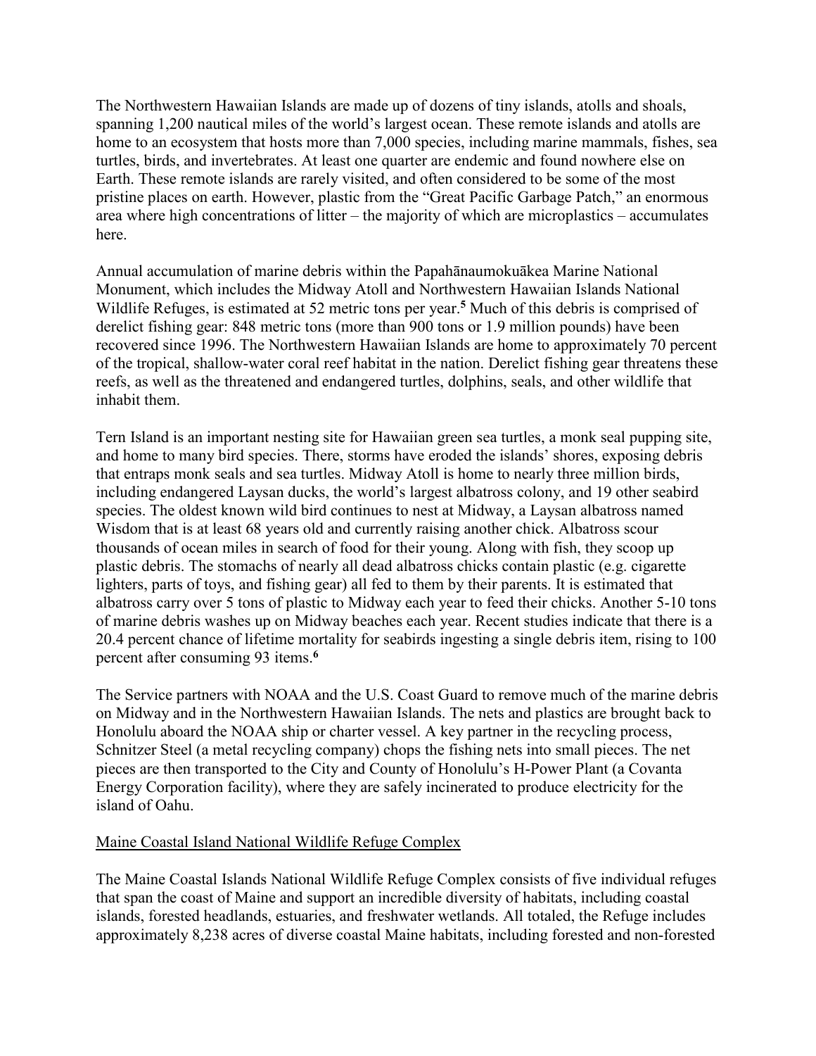The Northwestern Hawaiian Islands are made up of dozens of tiny islands, atolls and shoals, spanning 1,200 nautical miles of the world's largest ocean. These remote islands and atolls are home to an ecosystem that hosts more than 7,000 species, including marine mammals, fishes, sea turtles, birds, and invertebrates. At least one quarter are endemic and found nowhere else on Earth. These remote islands are rarely visited, and often considered to be some of the most pristine places on earth. However, plastic from the "Great Pacific Garbage Patch," an enormous area where high concentrations of litter – the majority of which are microplastics – accumulates here.

Annual accumulation of marine debris within the Papahānaumokuākea Marine National Monument, which includes the Midway Atoll and Northwestern Hawaiian Islands National Wildlife Refuges, is estimated at 52 metric tons per year.[5] Much of this debris is comprised of derelict fishing gear: 848 metric tons (more than 900 tons or 1.9 million pounds) have been recovered since 1996. The Northwestern Hawaiian Islands are home to approximately 70 percent of the tropical, shallow-water coral reef habitat in the nation. Derelict fishing gear threatens these reefs, as well as the threatened and endangered turtles, dolphins, seals, and other wildlife that inhabit them.

Tern Island is an important nesting site for Hawaiian green sea turtles, a monk seal pupping site, and home to many bird species. There, storms have eroded the islands' shores, exposing debris that entraps monk seals and sea turtles. Midway Atoll is home to nearly three million birds, including endangered Laysan ducks, the world's largest albatross colony, and 19 other seabird species. The oldest known wild bird continues to nest at Midway, a Laysan albatross named Wisdom that is at least 68 years old and currently raising another chick. Albatross scour thousands of ocean miles in search of food for their young. Along with fish, they scoop up plastic debris. The stomachs of nearly all dead albatross chicks contain plastic (e.g. cigarette lighters, parts of toys, and fishing gear) all fed to them by their parents. It is estimated that albatross carry over 5 tons of plastic to Midway each year to feed their chicks. Another 5-10 tons of marine debris washes up on Midway beaches each year. Recent studies indicate that there is a 20.4 percent chance of lifetime mortality for seabirds ingesting a single debris item, rising to 100 percent after consuming 93 items.[6]

The Service partners with NOAA and the U.S. Coast Guard to remove much of the marine debris on Midway and in the Northwestern Hawaiian Islands. The nets and plastics are brought back to Honolulu aboard the NOAA ship or charter vessel. A key partner in the recycling process, Schnitzer Steel (a metal recycling company) chops the fishing nets into small pieces. The net pieces are then transported to the City and County of Honolulu's H-Power Plant (a Covanta Energy Corporation facility), where they are safely incinerated to produce electricity for the island of Oahu.

Maine Coastal Island National Wildlife Refuge Complex

The Maine Coastal Islands National Wildlife Refuge Complex consists of five individual refuges that span the coast of Maine and support an incredible diversity of habitats, including coastal islands, forested headlands, estuaries, and freshwater wetlands. All totaled, the Refuge includes approximately 8,238 acres of diverse coastal Maine habitats, including forested and non-forested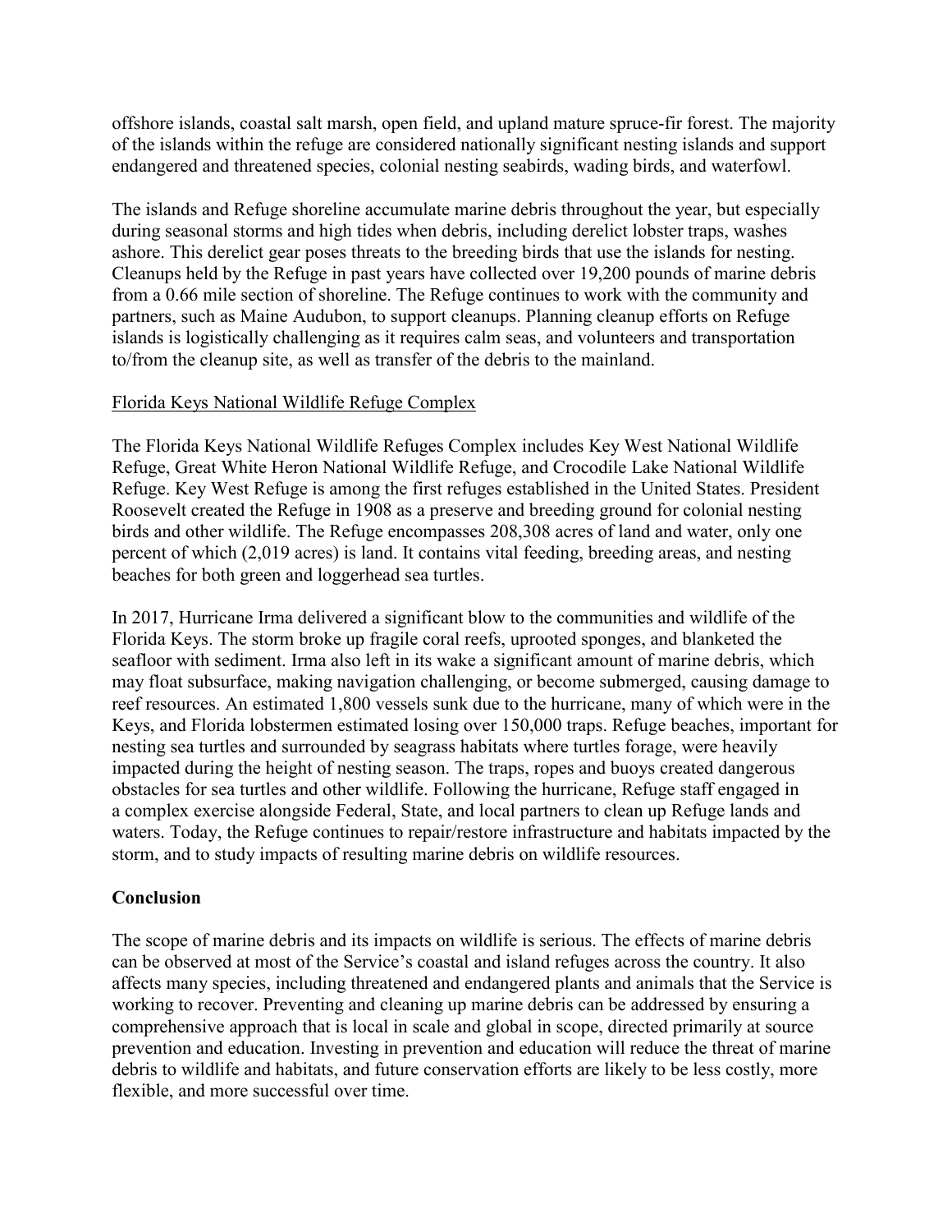offshore islands, coastal salt marsh, open field, and upland mature spruce-fir forest. The majority of the islands within the refuge are considered nationally significant nesting islands and support endangered and threatened species, colonial nesting seabirds, wading birds, and waterfowl.

The islands and Refuge shoreline accumulate marine debris throughout the year, but especially during seasonal storms and high tides when debris, including derelict lobster traps, washes ashore. This derelict gear poses threats to the breeding birds that use the islands for nesting. Cleanups held by the Refuge in past years have collected over 19,200 pounds of marine debris from a 0.66 mile section of shoreline. The Refuge continues to work with the community and partners, such as Maine Audubon, to support cleanups. Planning cleanup efforts on Refuge islands is logistically challenging as it requires calm seas, and volunteers and transportation to/from the cleanup site, as well as transfer of the debris to the mainland.

<u>Florida Keys National Wildlife Refuge Complex</u>

The Florida Keys National Wildlife Refuges Complex includes Key West National Wildlife Refuge, Great White Heron National Wildlife Refuge, and Crocodile Lake National Wildlife Refuge. Key West Refuge is among the first refuges established in the United States. President Roosevelt created the Refuge in 1908 as a preserve and breeding ground for colonial nesting birds and other wildlife. The Refuge encompasses 208,308 acres of land and water, only one percent of which (2,019 acres) is land. It contains vital feeding, breeding areas, and nesting beaches for both green and loggerhead sea turtles.

In 2017, Hurricane Irma delivered a significant blow to the communities and wildlife of the Florida Keys. The storm broke up fragile coral reefs, uprooted sponges, and blanketed the seafloor with sediment. Irma also left in its wake a significant amount of marine debris, which may float subsurface, making navigation challenging, or become submerged, causing damage to reef resources. An estimated 1,800 vessels sunk due to the hurricane, many of which were in the Keys, and Florida lobstermen estimated losing over 150,000 traps. Refuge beaches, important for nesting sea turtles and surrounded by seagrass habitats where turtles forage, were heavily impacted during the height of nesting season. The traps, ropes and buoys created dangerous obstacles for sea turtles and other wildlife. Following the hurricane, Refuge staff engaged in a complex exercise alongside Federal, State, and local partners to clean up Refuge lands and waters. Today, the Refuge continues to repair/restore infrastructure and habitats impacted by the storm, and to study impacts of resulting marine debris on wildlife resources.

**Conclusion**

The scope of marine debris and its impacts on wildlife is serious. The effects of marine debris can be observed at most of the Service's coastal and island refuges across the country. It also affects many species, including threatened and endangered plants and animals that the Service is working to recover. Preventing and cleaning up marine debris can be addressed by ensuring a comprehensive approach that is local in scale and global in scope, directed primarily at source prevention and education. Investing in prevention and education will reduce the threat of marine debris to wildlife and habitats, and future conservation efforts are likely to be less costly, more flexible, and more successful over time.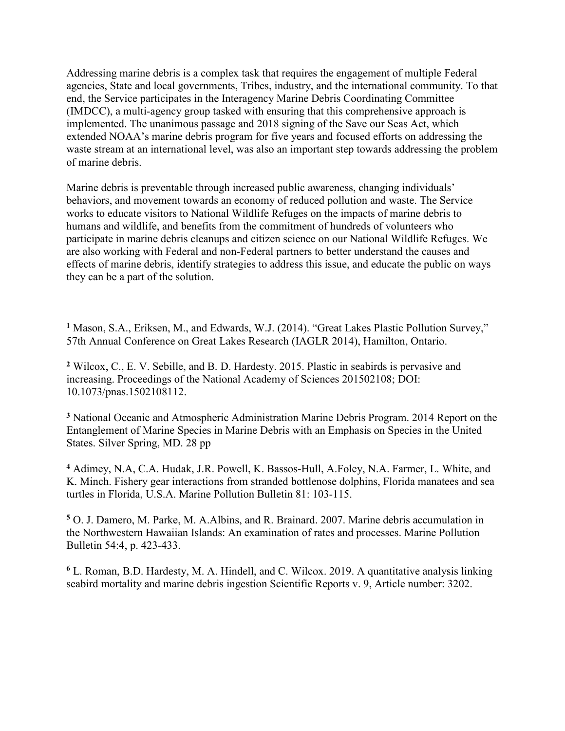Addressing marine debris is a complex task that requires the engagement of multiple Federal agencies, State and local governments, Tribes, industry, and the international community. To that end, the Service participates in the Interagency Marine Debris Coordinating Committee (IMDCC), a multi-agency group tasked with ensuring that this comprehensive approach is implemented. The unanimous passage and 2018 signing of the Save our Seas Act, which extended NOAA's marine debris program for five years and focused efforts on addressing the waste stream at an international level, was also an important step towards addressing the problem of marine debris.

Marine debris is preventable through increased public awareness, changing individuals' behaviors, and movement towards an economy of reduced pollution and waste. The Service works to educate visitors to National Wildlife Refuges on the impacts of marine debris to humans and wildlife, and benefits from the commitment of hundreds of volunteers who participate in marine debris cleanups and citizen science on our National Wildlife Refuges. We are also working with Federal and non-Federal partners to better understand the causes and effects of marine debris, identify strategies to address this issue, and educate the public on ways they can be a part of the solution.

[1] Mason, S.A., Eriksen, M., and Edwards, W.J. (2014). "Great Lakes Plastic Pollution Survey," 57th Annual Conference on Great Lakes Research (IAGLR 2014), Hamilton, Ontario.

[2] Wilcox, C., E. V. Sebille, and B. D. Hardesty. 2015. Plastic in seabirds is pervasive and increasing. Proceedings of the National Academy of Sciences 201502108; DOI: 10.1073/pnas.1502108112.

[3] National Oceanic and Atmospheric Administration Marine Debris Program. 2014 Report on the Entanglement of Marine Species in Marine Debris with an Emphasis on Species in the United States. Silver Spring, MD. 28 pp

[4] Adimey, N.A, C.A. Hudak, J.R. Powell, K. Bassos-Hull, A.Foley, N.A. Farmer, L. White, and K. Minch. Fishery gear interactions from stranded bottlenose dolphins, Florida manatees and sea turtles in Florida, U.S.A. Marine Pollution Bulletin 81: 103-115.

[5] O. J. Damero, M. Parke, M. A.Albins, and R. Brainard. 2007. Marine debris accumulation in the Northwestern Hawaiian Islands: An examination of rates and processes. Marine Pollution Bulletin 54:4, p. 423-433.

[6] L. Roman, B.D. Hardesty, M. A. Hindell, and C. Wilcox. 2019. A quantitative analysis linking seabird mortality and marine debris ingestion Scientific Reports v. 9, Article number: 3202.